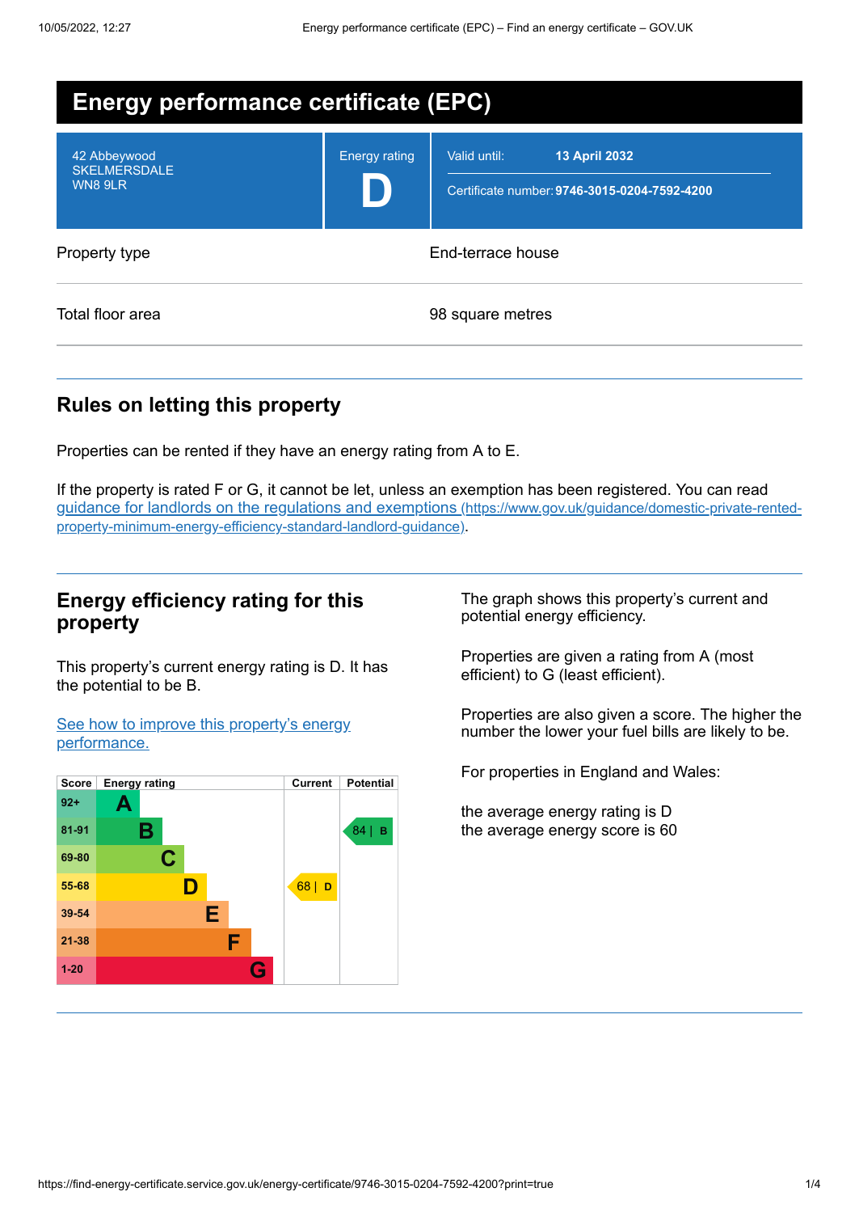# Energy performance certificate (EPC)

| | | |
|---|---|---|
| 42 Abbeywood<br>SKELMERSDALE<br>WN8 9LR | Energy rating<br>**D** | Valid until: **13 April 2032**<br>Certificate number: **9746-3015-0204-7592-4200** |

| | |
|---|---|
| Property type | End-terrace house |
| Total floor area | 98 square metres |

## Rules on letting this property

Properties can be rented if they have an energy rating from A to E.

If the property is rated F or G, it cannot be let, unless an exemption has been registered. You can read guidance for landlords on the regulations and exemptions (https://www.gov.uk/guidance/domestic-private-rented-property-minimum-energy-efficiency-standard-landlord-guidance).

## Energy efficiency rating for this property

This property's current energy rating is D. It has the potential to be B.

See how to improve this property's energy performance.

| Score | Energy rating | Current | Potential |
|---|---|---|---|
| 92+ | A | | |
| 81-91 | B | | 84 \| B |
| 69-80 | C | | |
| 55-68 | D | 68 \| D | |
| 39-54 | E | | |
| 21-38 | F | | |
| 1-20 | G | | |

The graph shows this property's current and potential energy efficiency.

Properties are given a rating from A (most efficient) to G (least efficient).

Properties are also given a score. The higher the number the lower your fuel bills are likely to be.

For properties in England and Wales:

the average energy rating is D
the average energy score is 60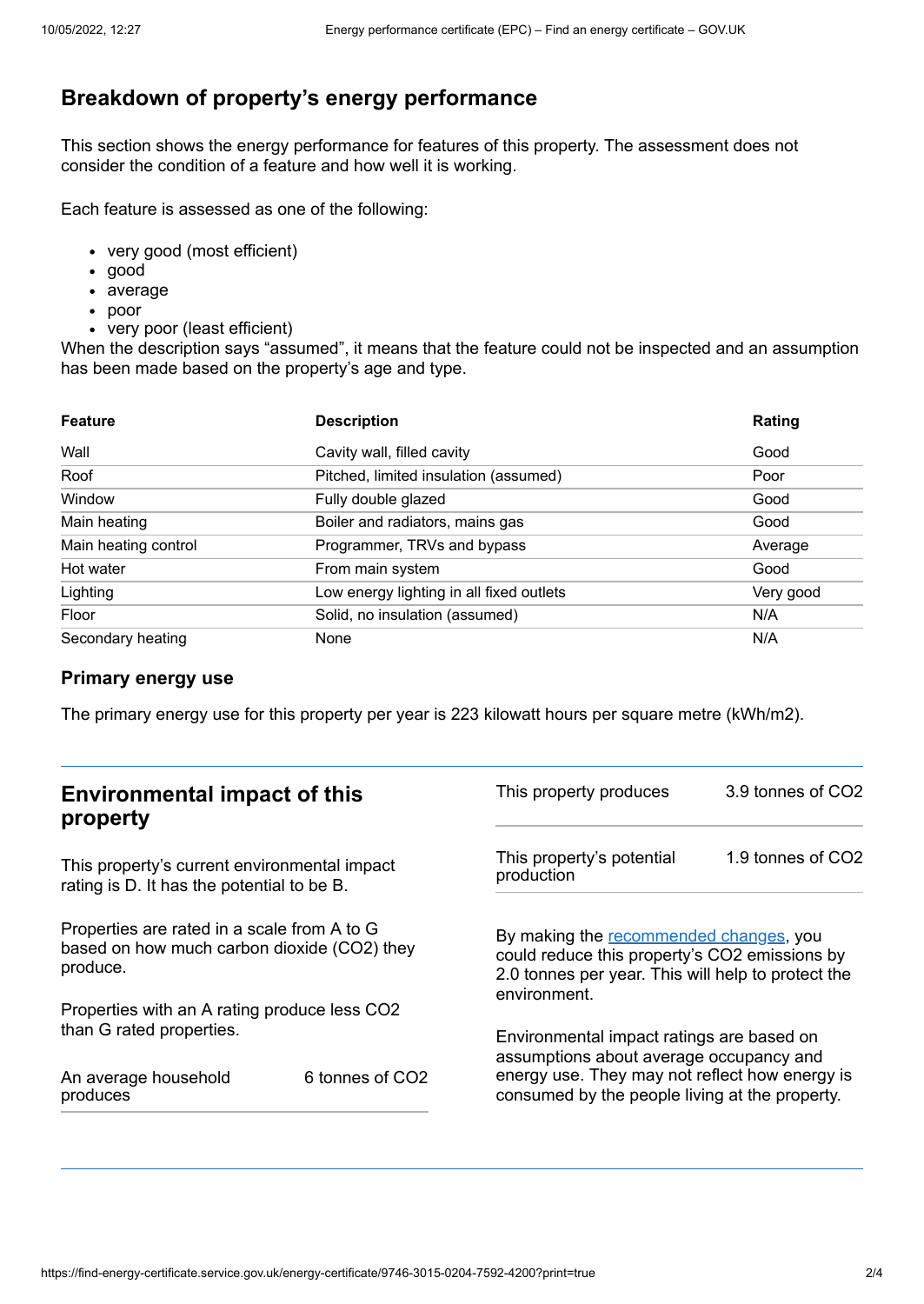## Breakdown of property's energy performance

This section shows the energy performance for features of this property. The assessment does not consider the condition of a feature and how well it is working.

Each feature is assessed as one of the following:

- very good (most efficient)
- good
- average
- poor
- very poor (least efficient)

When the description says "assumed", it means that the feature could not be inspected and an assumption has been made based on the property's age and type.

| Feature | Description | Rating |
|---|---|---|
| Wall | Cavity wall, filled cavity | Good |
| Roof | Pitched, limited insulation (assumed) | Poor |
| Window | Fully double glazed | Good |
| Main heating | Boiler and radiators, mains gas | Good |
| Main heating control | Programmer, TRVs and bypass | Average |
| Hot water | From main system | Good |
| Lighting | Low energy lighting in all fixed outlets | Very good |
| Floor | Solid, no insulation (assumed) | N/A |
| Secondary heating | None | N/A |

### Primary energy use

The primary energy use for this property per year is 223 kilowatt hours per square metre (kWh/m2).

## Environmental impact of this property

This property's current environmental impact rating is D. It has the potential to be B.

Properties are rated in a scale from A to G based on how much carbon dioxide ($CO_2$) they produce.

Properties with an A rating produce less $CO_2$ than G rated properties.

| | |
|---|---|
| An average household produces | 6 tonnes of $CO_2$ |
| This property produces | 3.9 tonnes of $CO_2$ |
| This property's potential production | 1.9 tonnes of $CO_2$ |

By making the recommended changes, you could reduce this property's $CO_2$ emissions by 2.0 tonnes per year. This will help to protect the environment.

Environmental impact ratings are based on assumptions about average occupancy and energy use. They may not reflect how energy is consumed by the people living at the property.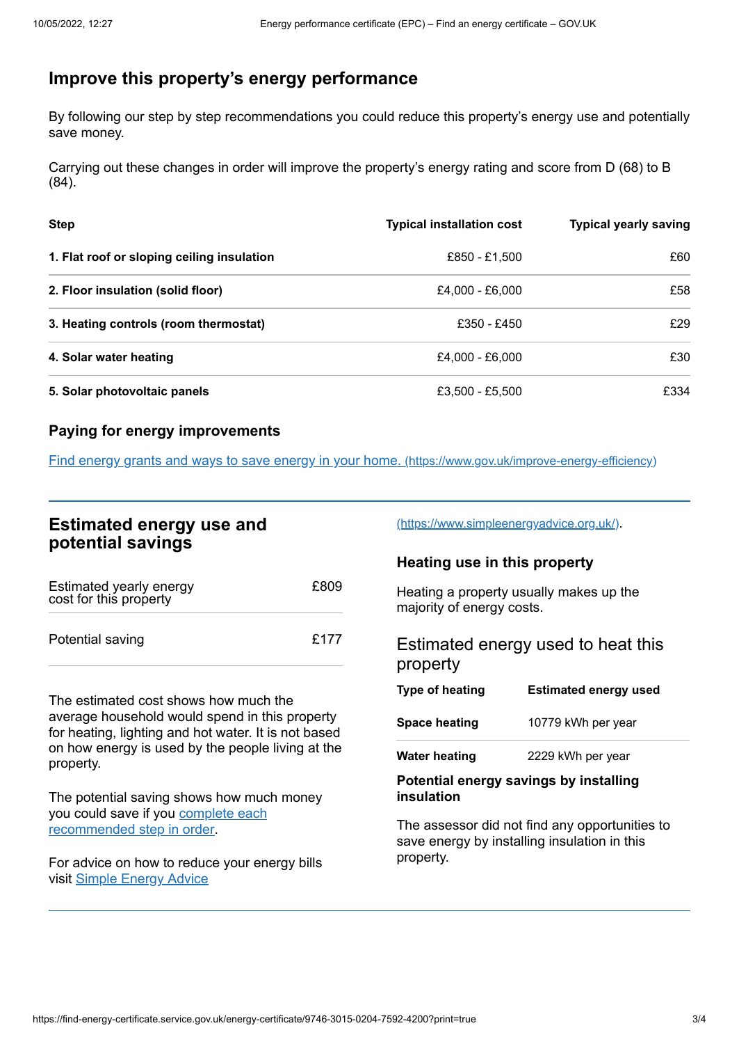## Improve this property's energy performance

By following our step by step recommendations you could reduce this property's energy use and potentially save money.

Carrying out these changes in order will improve the property's energy rating and score from D (68) to B (84).

| Step | Typical installation cost | Typical yearly saving |
|---|---|---|
| **1. Flat roof or sloping ceiling insulation** | £850 - £1,500 | £60 |
| **2. Floor insulation (solid floor)** | £4,000 - £6,000 | £58 |
| **3. Heating controls (room thermostat)** | £350 - £450 | £29 |
| **4. Solar water heating** | £4,000 - £6,000 | £30 |
| **5. Solar photovoltaic panels** | £3,500 - £5,500 | £334 |

### Paying for energy improvements

[Find energy grants and ways to save energy in your home.](https://www.gov.uk/improve-energy-efficiency) (https://www.gov.uk/improve-energy-efficiency)

## Estimated energy use and potential savings

| | |
|---|---|
| Estimated yearly energy cost for this property | £809 |
| Potential saving | £177 |

The estimated cost shows how much the average household would spend in this property for heating, lighting and hot water. It is not based on how energy is used by the people living at the property.

The potential saving shows how much money you could save if you [complete each recommended step in order](#).

For advice on how to reduce your energy bills visit [Simple Energy Advice](https://www.simpleenergyadvice.org.uk/) (https://www.simpleenergyadvice.org.uk/).

### Heating use in this property

Heating a property usually makes up the majority of energy costs.

### Estimated energy used to heat this property

| Type of heating | Estimated energy used |
|---|---|
| **Space heating** | 10779 kWh per year |
| **Water heating** | 2229 kWh per year |

**Potential energy savings by installing insulation**

The assessor did not find any opportunities to save energy by installing insulation in this property.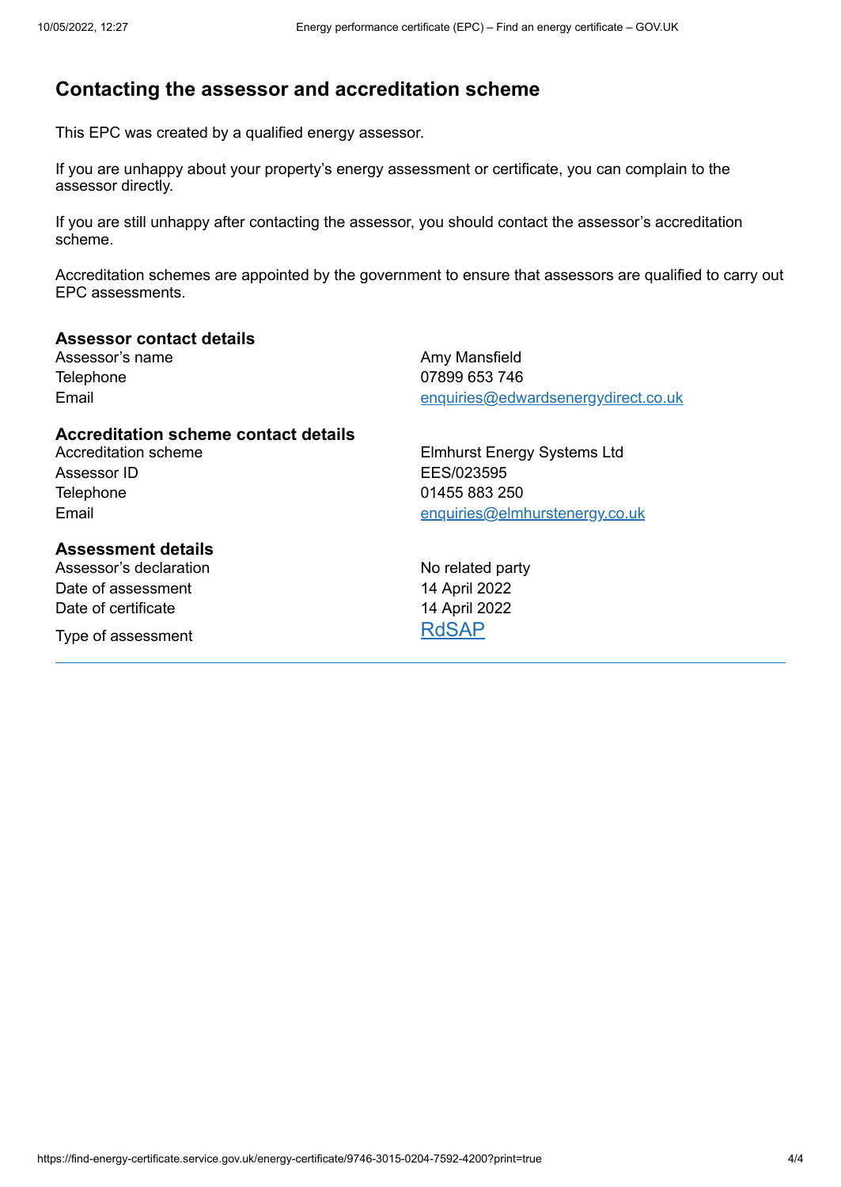## Contacting the assessor and accreditation scheme

This EPC was created by a qualified energy assessor.

If you are unhappy about your property's energy assessment or certificate, you can complain to the assessor directly.

If you are still unhappy after contacting the assessor, you should contact the assessor's accreditation scheme.

Accreditation schemes are appointed by the government to ensure that assessors are qualified to carry out EPC assessments.

### Assessor contact details

| | |
|---|---|
| Assessor's name | Amy Mansfield |
| Telephone | 07899 653 746 |
| Email | enquiries@edwardsenergydirect.co.uk |

### Accreditation scheme contact details

| | |
|---|---|
| Accreditation scheme | Elmhurst Energy Systems Ltd |
| Assessor ID | EES/023595 |
| Telephone | 01455 883 250 |
| Email | enquiries@elmhurstenergy.co.uk |

### Assessment details

| | |
|---|---|
| Assessor's declaration | No related party |
| Date of assessment | 14 April 2022 |
| Date of certificate | 14 April 2022 |
| Type of assessment | RdSAP |